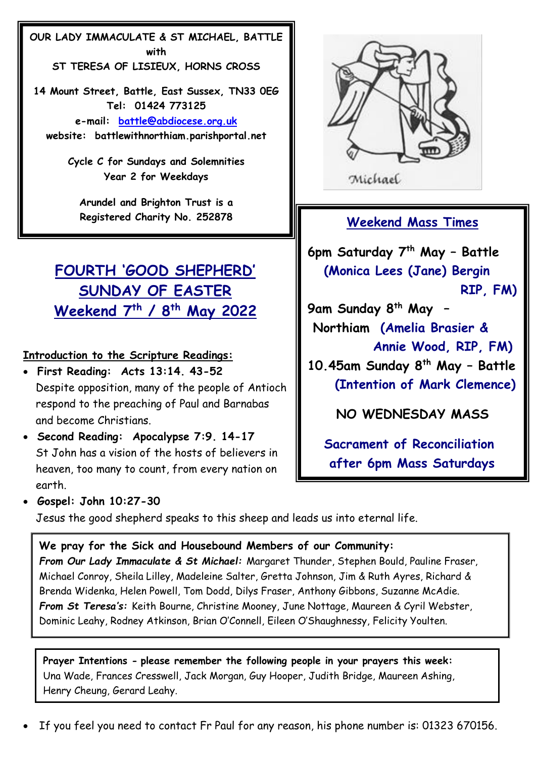OUR LADY IMMACULATE & ST MICHAEL, BATTLE
with
ST TERESA OF LISIEUX, HORNS CROSS

14 Mount Street, Battle, East Sussex, TN33 0EG
Tel: 01424 773125
e-mail: battle@abdiocese.org.uk
website: battlewithnorthiam.parishportal.net

Cycle C for Sundays and Solemnities
Year 2 for Weekdays

Arundel and Brighton Trust is a Registered Charity No. 252878

Michael

# FOURTH 'GOOD SHEPHERD' SUNDAY OF EASTER
## Weekend 7th / 8th May 2022

**Weekend Mass Times**

**6pm Saturday 7th May – Battle (Monica Lees (Jane) Bergin RIP, FM)**

**9am Sunday 8th May – Northiam (Amelia Brasier & Annie Wood, RIP, FM)**

**10.45am Sunday 8th May – Battle (Intention of Mark Clemence)**

**NO WEDNESDAY MASS**

**Sacrament of Reconciliation after 6pm Mass Saturdays**

**Introduction to the Scripture Readings:**

- ***First Reading:* Acts 13:14. 43-52**
  Despite opposition, many of the people of Antioch respond to the preaching of Paul and Barnabas and become Christians.
- ***Second Reading:* Apocalypse 7:9. 14-17**
  St John has a vision of the hosts of believers in heaven, too many to count, from every nation on earth.
- ***Gospel:* John 10:27-30**
  Jesus the good shepherd speaks to this sheep and leads us into eternal life.

**We pray for the Sick and Housebound Members of our Community:**
***From Our Lady Immaculate & St Michael:*** Margaret Thunder, Stephen Bould, Pauline Fraser, Michael Conroy, Sheila Lilley, Madeleine Salter, Gretta Johnson, Jim & Ruth Ayres, Richard & Brenda Widenka, Helen Powell, Tom Dodd, Dilys Fraser, Anthony Gibbons, Suzanne McAdie.
***From St Teresa's:*** Keith Bourne, Christine Mooney, June Nottage, Maureen & Cyril Webster, Dominic Leahy, Rodney Atkinson, Brian O'Connell, Eileen O'Shaughnessy, Felicity Youlten.

**Prayer Intentions - please remember the following people in your prayers this week:**
Una Wade, Frances Cresswell, Jack Morgan, Guy Hooper, Judith Bridge, Maureen Ashing, Henry Cheung, Gerard Leahy.

- If you feel you need to contact Fr Paul for any reason, his phone number is: 01323 670156.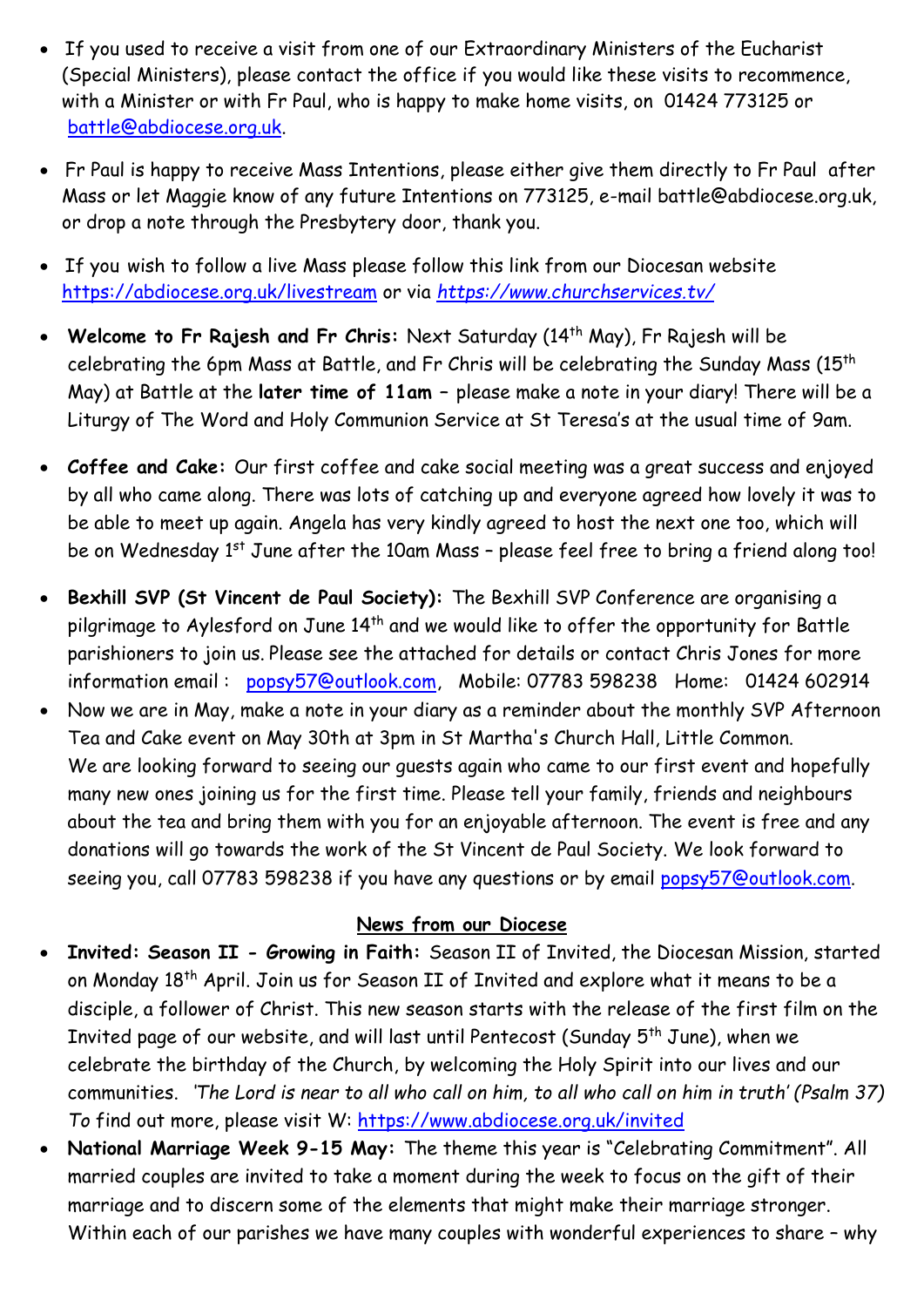- If you used to receive a visit from one of our Extraordinary Ministers of the Eucharist (Special Ministers), please contact the office if you would like these visits to recommence, with a Minister or with Fr Paul, who is happy to make home visits, on 01424 773125 or battle@abdiocese.org.uk.
- Fr Paul is happy to receive Mass Intentions, please either give them directly to Fr Paul after Mass or let Maggie know of any future Intentions on 773125, e-mail battle@abdiocese.org.uk, or drop a note through the Presbytery door, thank you.
- If you wish to follow a live Mass please follow this link from our Diocesan website https://abdiocese.org.uk/livestream or via *https://www.churchservices.tv/*
- **Welcome to Fr Rajesh and Fr Chris:** Next Saturday (14th May), Fr Rajesh will be celebrating the 6pm Mass at Battle, and Fr Chris will be celebrating the Sunday Mass (15th May) at Battle at the **later time of 11am** – please make a note in your diary! There will be a Liturgy of The Word and Holy Communion Service at St Teresa's at the usual time of 9am.
- **Coffee and Cake:** Our first coffee and cake social meeting was a great success and enjoyed by all who came along. There was lots of catching up and everyone agreed how lovely it was to be able to meet up again. Angela has very kindly agreed to host the next one too, which will be on Wednesday 1st June after the 10am Mass – please feel free to bring a friend along too!
- **Bexhill SVP (St Vincent de Paul Society):** The Bexhill SVP Conference are organising a pilgrimage to Aylesford on June 14th and we would like to offer the opportunity for Battle parishioners to join us. Please see the attached for details or contact Chris Jones for more information email : popsy57@outlook.com, Mobile: 07783 598238 Home: 01424 602914
- Now we are in May, make a note in your diary as a reminder about the monthly SVP Afternoon Tea and Cake event on May 30th at 3pm in St Martha's Church Hall, Little Common. We are looking forward to seeing our guests again who came to our first event and hopefully many new ones joining us for the first time. Please tell your family, friends and neighbours about the tea and bring them with you for an enjoyable afternoon. The event is free and any donations will go towards the work of the St Vincent de Paul Society. We look forward to seeing you, call 07783 598238 if you have any questions or by email popsy57@outlook.com.

## News from our Diocese

- **Invited: Season II - Growing in Faith:** Season II of Invited, the Diocesan Mission, started on Monday 18th April. Join us for Season II of Invited and explore what it means to be a disciple, a follower of Christ. This new season starts with the release of the first film on the Invited page of our website, and will last until Pentecost (Sunday 5th June), when we celebrate the birthday of the Church, by welcoming the Holy Spirit into our lives and our communities. *'The Lord is near to all who call on him, to all who call on him in truth' (Psalm 37) To* find out more, please visit W: https://www.abdiocese.org.uk/invited
- **National Marriage Week 9-15 May:** The theme this year is "Celebrating Commitment". All married couples are invited to take a moment during the week to focus on the gift of their marriage and to discern some of the elements that might make their marriage stronger. Within each of our parishes we have many couples with wonderful experiences to share – why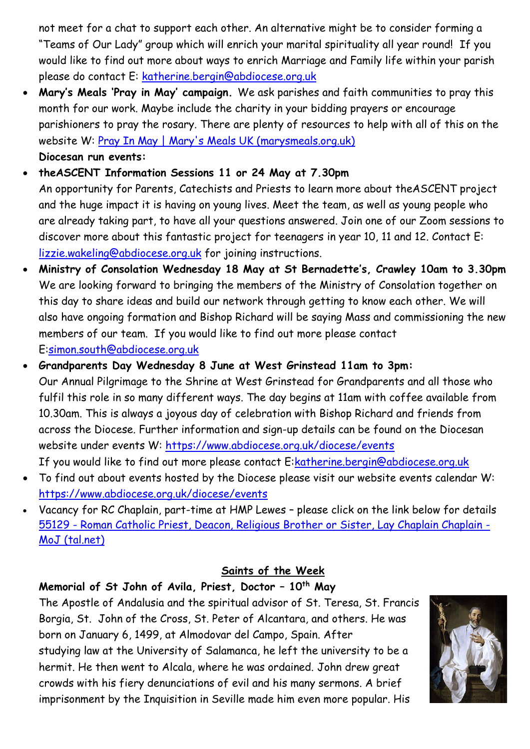not meet for a chat to support each other. An alternative might be to consider forming a "Teams of Our Lady" group which will enrich your marital spirituality all year round! If you would like to find out more about ways to enrich Marriage and Family life within your parish please do contact E: [katherine.bergin@abdiocese.org.uk](mailto:katherine.bergin@abdiocese.org.uk)

- **Mary's Meals 'Pray in May' campaign.** We ask parishes and faith communities to pray this month for our work. Maybe include the charity in your bidding prayers or encourage parishioners to pray the rosary. There are plenty of resources to help with all of this on the website W: [Pray In May | Mary's Meals UK (marysmeals.org.uk)](marysmeals.org.uk)

**Diocesan run events:**

- **theASCENT Information Sessions 11 or 24 May at 7.30pm**
An opportunity for Parents, Catechists and Priests to learn more about theASCENT project and the huge impact it is having on young lives. Meet the team, as well as young people who are already taking part, to have all your questions answered. Join one of our Zoom sessions to discover more about this fantastic project for teenagers in year 10, 11 and 12. Contact E: [lizzie.wakeling@abdiocese.org.uk](mailto:lizzie.wakeling@abdiocese.org.uk) for joining instructions.
- **Ministry of Consolation Wednesday 18 May at St Bernadette's, Crawley 10am to 3.30pm**
We are looking forward to bringing the members of the Ministry of Consolation together on this day to share ideas and build our network through getting to know each other. We will also have ongoing formation and Bishop Richard will be saying Mass and commissioning the new members of our team. If you would like to find out more please contact E:[simon.south@abdiocese.org.uk](mailto:simon.south@abdiocese.org.uk)
- **Grandparents Day Wednesday 8 June at West Grinstead 11am to 3pm:**
Our Annual Pilgrimage to the Shrine at West Grinstead for Grandparents and all those who fulfil this role in so many different ways. The day begins at 11am with coffee available from 10.30am. This is always a joyous day of celebration with Bishop Richard and friends from across the Diocese. Further information and sign-up details can be found on the Diocesan website under events W: [https://www.abdiocese.org.uk/diocese/events](https://www.abdiocese.org.uk/diocese/events)
If you would like to find out more please contact E:[katherine.bergin@abdiocese.org.uk](mailto:katherine.bergin@abdiocese.org.uk)
- To find out about events hosted by the Diocese please visit our website events calendar W: [https://www.abdiocese.org.uk/diocese/events](https://www.abdiocese.org.uk/diocese/events)
- Vacancy for RC Chaplain, part-time at HMP Lewes – please click on the link below for details [55129 - Roman Catholic Priest, Deacon, Religious Brother or Sister, Lay Chaplain Chaplain - MoJ (tal.net)](tal.net)

## Saints of the Week

**Memorial of St John of Avila, Priest, Doctor – 10th May**

The Apostle of Andalusia and the spiritual advisor of St. Teresa, St. Francis Borgia, St. John of the Cross, St. Peter of Alcantara, and others. He was born on January 6, 1499, at Almodovar del Campo, Spain. After studying law at the University of Salamanca, he left the university to be a hermit. He then went to Alcala, where he was ordained. John drew great crowds with his fiery denunciations of evil and his many sermons. A brief imprisonment by the Inquisition in Seville made him even more popular. His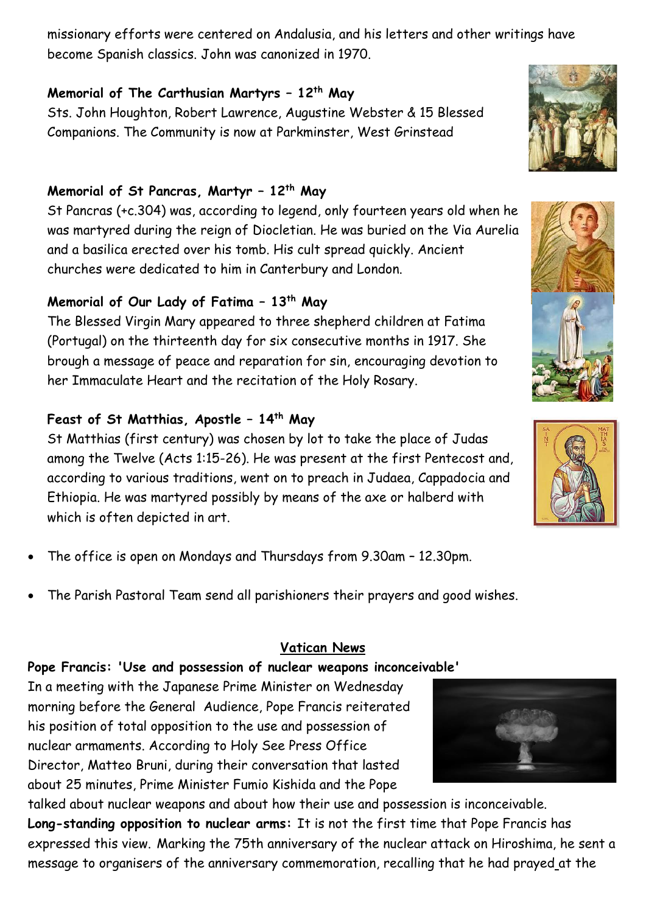missionary efforts were centered on Andalusia, and his letters and other writings have become Spanish classics. John was canonized in 1970.

**Memorial of The Carthusian Martyrs – 12th May**
Sts. John Houghton, Robert Lawrence, Augustine Webster & 15 Blessed Companions. The Community is now at Parkminster, West Grinstead

**Memorial of St Pancras, Martyr – 12th May**
St Pancras (+c.304) was, according to legend, only fourteen years old when he was martyred during the reign of Diocletian. He was buried on the Via Aurelia and a basilica erected over his tomb. His cult spread quickly. Ancient churches were dedicated to him in Canterbury and London.

**Memorial of Our Lady of Fatima – 13th May**
The Blessed Virgin Mary appeared to three shepherd children at Fatima (Portugal) on the thirteenth day for six consecutive months in 1917. She brough a message of peace and reparation for sin, encouraging devotion to her Immaculate Heart and the recitation of the Holy Rosary.

**Feast of St Matthias, Apostle – 14th May**
St Matthias (first century) was chosen by lot to take the place of Judas among the Twelve (Acts 1:15-26). He was present at the first Pentecost and, according to various traditions, went on to preach in Judaea, Cappadocia and Ethiopia. He was martyred possibly by means of the axe or halberd with which is often depicted in art.

- The office is open on Mondays and Thursdays from 9.30am – 12.30pm.
- The Parish Pastoral Team send all parishioners their prayers and good wishes.

## Vatican News

**Pope Francis: 'Use and possession of nuclear weapons inconceivable'**
In a meeting with the Japanese Prime Minister on Wednesday morning before the General Audience, Pope Francis reiterated his position of total opposition to the use and possession of nuclear armaments. According to Holy See Press Office Director, Matteo Bruni, during their conversation that lasted about 25 minutes, Prime Minister Fumio Kishida and the Pope talked about nuclear weapons and about how their use and possession is inconceivable.
**Long-standing opposition to nuclear arms:** It is not the first time that Pope Francis has expressed this view. Marking the 75th anniversary of the nuclear attack on Hiroshima, he sent a message to organisers of the anniversary commemoration, recalling that he had prayed at the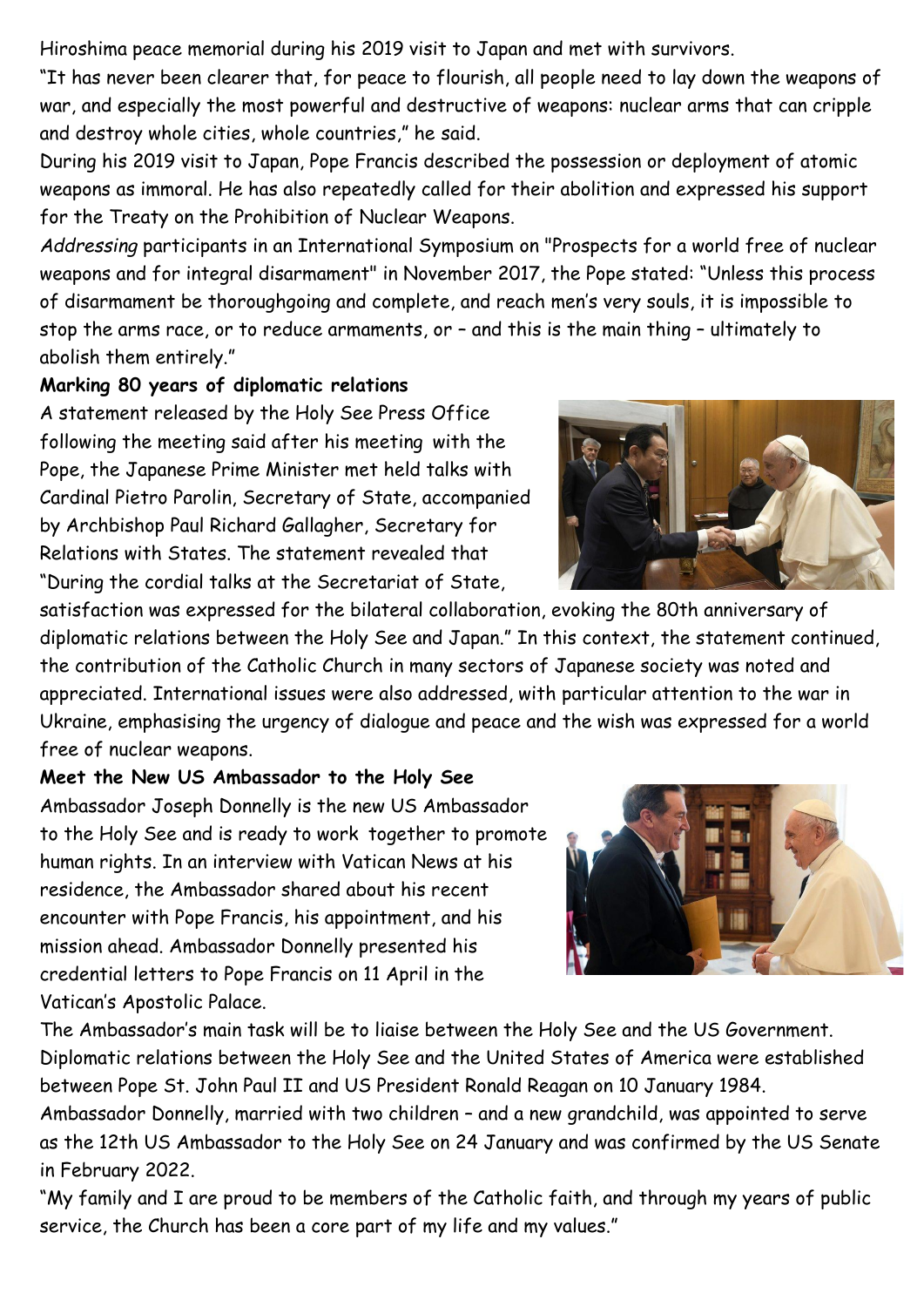Hiroshima peace memorial during his 2019 visit to Japan and met with survivors.

"It has never been clearer that, for peace to flourish, all people need to lay down the weapons of war, and especially the most powerful and destructive of weapons: nuclear arms that can cripple and destroy whole cities, whole countries," he said.

During his 2019 visit to Japan, Pope Francis described the possession or deployment of atomic weapons as immoral. He has also repeatedly called for their abolition and expressed his support for the Treaty on the Prohibition of Nuclear Weapons.

*Addressing* participants in an International Symposium on "Prospects for a world free of nuclear weapons and for integral disarmament" in November 2017, the Pope stated: "Unless this process of disarmament be thoroughgoing and complete, and reach men's very souls, it is impossible to stop the arms race, or to reduce armaments, or – and this is the main thing – ultimately to abolish them entirely."

**Marking 80 years of diplomatic relations**

A statement released by the Holy See Press Office following the meeting said after his meeting with the Pope, the Japanese Prime Minister met held talks with Cardinal Pietro Parolin, Secretary of State, accompanied by Archbishop Paul Richard Gallagher, Secretary for Relations with States. The statement revealed that "During the cordial talks at the Secretariat of State, satisfaction was expressed for the bilateral collaboration, evoking the 80th anniversary of diplomatic relations between the Holy See and Japan." In this context, the statement continued, the contribution of the Catholic Church in many sectors of Japanese society was noted and appreciated. International issues were also addressed, with particular attention to the war in Ukraine, emphasising the urgency of dialogue and peace and the wish was expressed for a world free of nuclear weapons.

**Meet the New US Ambassador to the Holy See**

Ambassador Joseph Donnelly is the new US Ambassador to the Holy See and is ready to work together to promote human rights. In an interview with Vatican News at his residence, the Ambassador shared about his recent encounter with Pope Francis, his appointment, and his mission ahead. Ambassador Donnelly presented his credential letters to Pope Francis on 11 April in the Vatican's Apostolic Palace.

The Ambassador's main task will be to liaise between the Holy See and the US Government. Diplomatic relations between the Holy See and the United States of America were established between Pope St. John Paul II and US President Ronald Reagan on 10 January 1984.

Ambassador Donnelly, married with two children – and a new grandchild, was appointed to serve as the 12th US Ambassador to the Holy See on 24 January and was confirmed by the US Senate in February 2022.

"My family and I are proud to be members of the Catholic faith, and through my years of public service, the Church has been a core part of my life and my values."